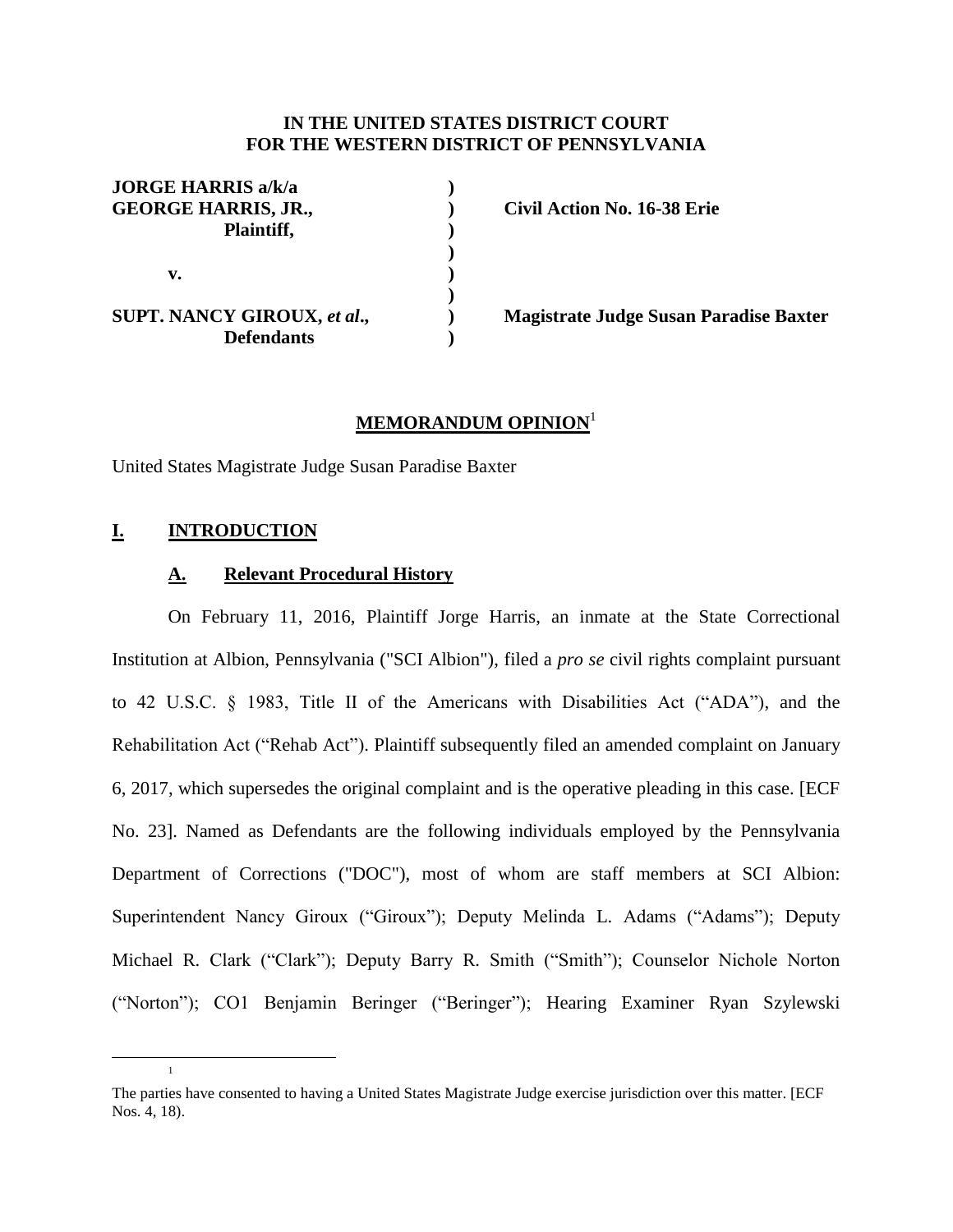**IN THE UNITED STATES DISTRICT COURT**
**FOR THE WESTERN DISTRICT OF PENNSYLVANIA**

| | | |
|---|---|---|
| **JORGE HARRIS a/k/a** | **)** | |
| **GEORGE HARRIS, JR.,** | **)** | **Civil Action No. 16-38 Erie** |
| **Plaintiff,** | **)** | |
| | **)** | |
| **v.** | **)** | |
| | **)** | |
| **SUPT. NANCY GIROUX, *et al*.,** | **)** | **Magistrate Judge Susan Paradise Baxter** |
| **Defendants** | **)** | |

## MEMORANDUM OPINION[1]

United States Magistrate Judge Susan Paradise Baxter

## I. INTRODUCTION

### A. Relevant Procedural History

On February 11, 2016, Plaintiff Jorge Harris, an inmate at the State Correctional Institution at Albion, Pennsylvania ("SCI Albion"), filed a *pro se* civil rights complaint pursuant to 42 U.S.C. § 1983, Title II of the Americans with Disabilities Act ("ADA"), and the Rehabilitation Act ("Rehab Act"). Plaintiff subsequently filed an amended complaint on January 6, 2017, which supersedes the original complaint and is the operative pleading in this case. [ECF No. 23]. Named as Defendants are the following individuals employed by the Pennsylvania Department of Corrections ("DOC"), most of whom are staff members at SCI Albion: Superintendent Nancy Giroux ("Giroux"); Deputy Melinda L. Adams ("Adams"); Deputy Michael R. Clark ("Clark"); Deputy Barry R. Smith ("Smith"); Counselor Nichole Norton ("Norton"); CO1 Benjamin Beringer ("Beringer"); Hearing Examiner Ryan Szylewski

---

[1] The parties have consented to having a United States Magistrate Judge exercise jurisdiction over this matter. [ECF Nos. 4, 18).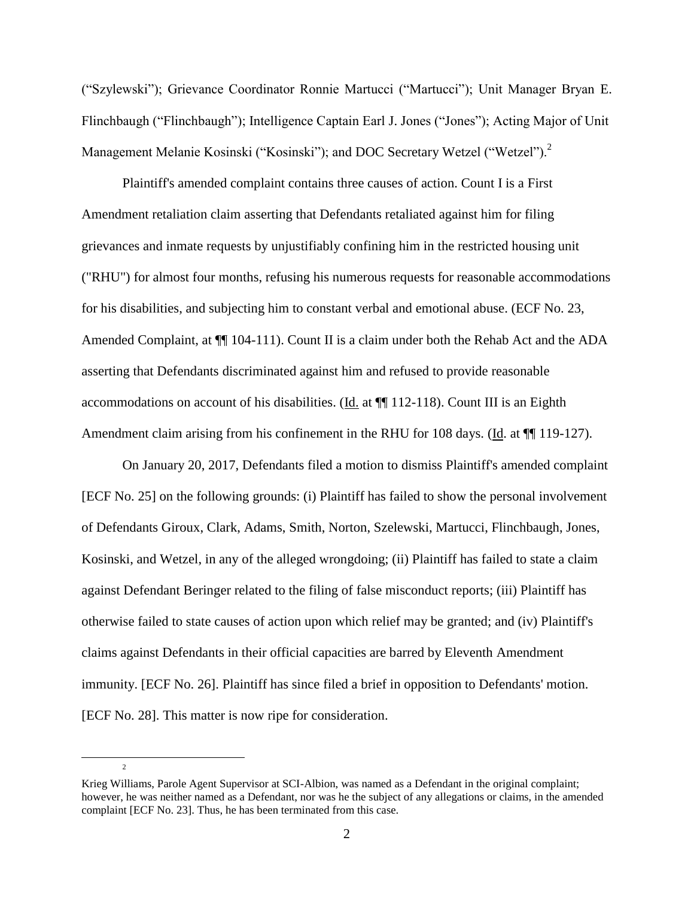("Szylewski"); Grievance Coordinator Ronnie Martucci ("Martucci"); Unit Manager Bryan E. Flinchbaugh ("Flinchbaugh"); Intelligence Captain Earl J. Jones ("Jones"); Acting Major of Unit Management Melanie Kosinski ("Kosinski"); and DOC Secretary Wetzel ("Wetzel").[2]

Plaintiff's amended complaint contains three causes of action. Count I is a First Amendment retaliation claim asserting that Defendants retaliated against him for filing grievances and inmate requests by unjustifiably confining him in the restricted housing unit ("RHU") for almost four months, refusing his numerous requests for reasonable accommodations for his disabilities, and subjecting him to constant verbal and emotional abuse. (ECF No. 23, Amended Complaint, at ¶¶ 104-111). Count II is a claim under both the Rehab Act and the ADA asserting that Defendants discriminated against him and refused to provide reasonable accommodations on account of his disabilities. (Id. at ¶¶ 112-118). Count III is an Eighth Amendment claim arising from his confinement in the RHU for 108 days. (Id. at ¶¶ 119-127).

On January 20, 2017, Defendants filed a motion to dismiss Plaintiff's amended complaint [ECF No. 25] on the following grounds: (i) Plaintiff has failed to show the personal involvement of Defendants Giroux, Clark, Adams, Smith, Norton, Szelewski, Martucci, Flinchbaugh, Jones, Kosinski, and Wetzel, in any of the alleged wrongdoing; (ii) Plaintiff has failed to state a claim against Defendant Beringer related to the filing of false misconduct reports; (iii) Plaintiff has otherwise failed to state causes of action upon which relief may be granted; and (iv) Plaintiff's claims against Defendants in their official capacities are barred by Eleventh Amendment immunity. [ECF No. 26]. Plaintiff has since filed a brief in opposition to Defendants' motion. [ECF No. 28]. This matter is now ripe for consideration.

---

[2] Krieg Williams, Parole Agent Supervisor at SCI-Albion, was named as a Defendant in the original complaint; however, he was neither named as a Defendant, nor was he the subject of any allegations or claims, in the amended complaint [ECF No. 23]. Thus, he has been terminated from this case.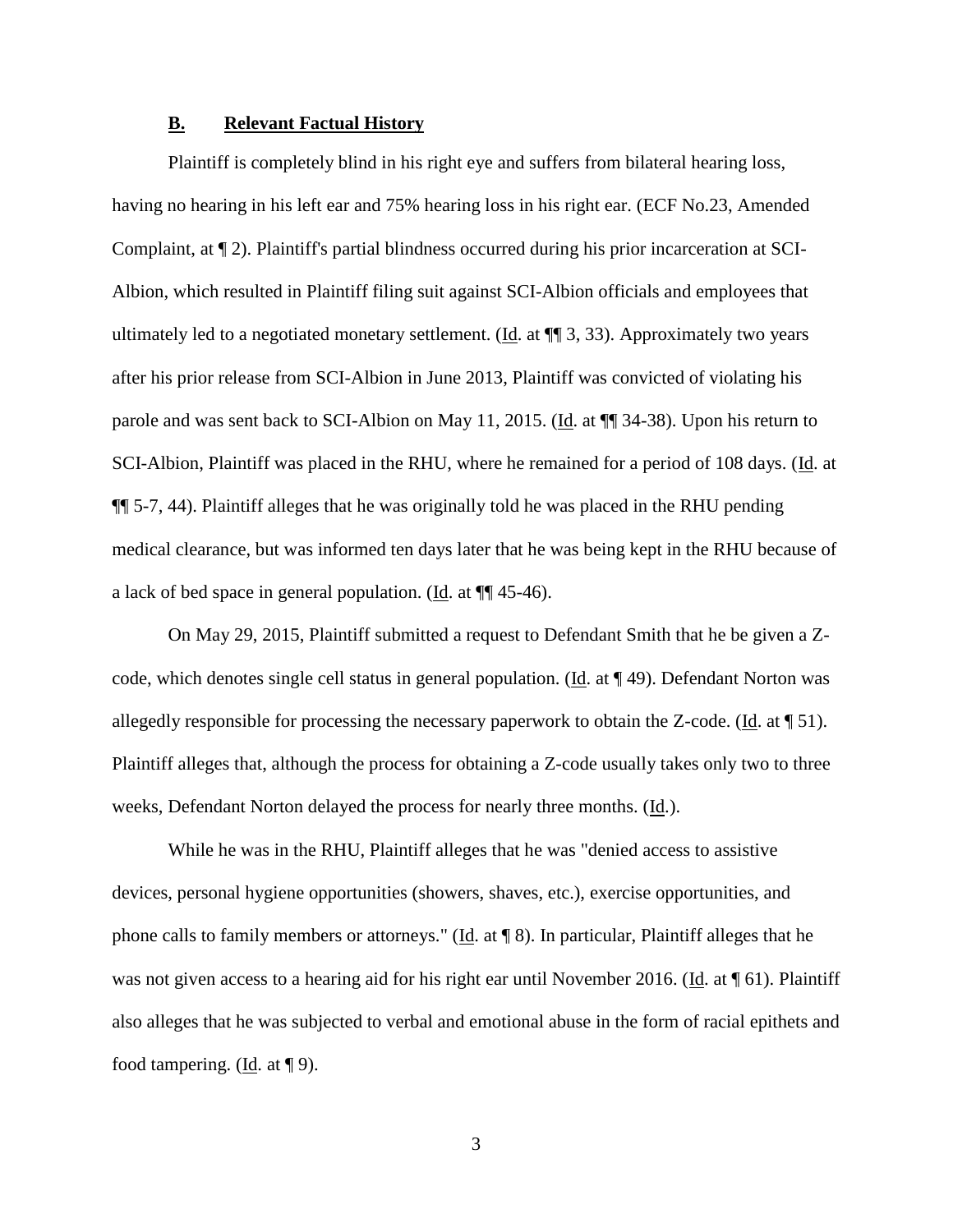### **B. Relevant Factual History**

Plaintiff is completely blind in his right eye and suffers from bilateral hearing loss, having no hearing in his left ear and 75% hearing loss in his right ear. (ECF No.23, Amended Complaint, at ¶ 2). Plaintiff's partial blindness occurred during his prior incarceration at SCI-Albion, which resulted in Plaintiff filing suit against SCI-Albion officials and employees that ultimately led to a negotiated monetary settlement. (Id. at ¶¶ 3, 33). Approximately two years after his prior release from SCI-Albion in June 2013, Plaintiff was convicted of violating his parole and was sent back to SCI-Albion on May 11, 2015. (Id. at ¶¶ 34-38). Upon his return to SCI-Albion, Plaintiff was placed in the RHU, where he remained for a period of 108 days. (Id. at ¶¶ 5-7, 44). Plaintiff alleges that he was originally told he was placed in the RHU pending medical clearance, but was informed ten days later that he was being kept in the RHU because of a lack of bed space in general population. (Id. at ¶¶ 45-46).

On May 29, 2015, Plaintiff submitted a request to Defendant Smith that he be given a Z-code, which denotes single cell status in general population. (Id. at ¶ 49). Defendant Norton was allegedly responsible for processing the necessary paperwork to obtain the Z-code. (Id. at ¶ 51). Plaintiff alleges that, although the process for obtaining a Z-code usually takes only two to three weeks, Defendant Norton delayed the process for nearly three months. (Id.).

While he was in the RHU, Plaintiff alleges that he was "denied access to assistive devices, personal hygiene opportunities (showers, shaves, etc.), exercise opportunities, and phone calls to family members or attorneys." (Id. at ¶ 8). In particular, Plaintiff alleges that he was not given access to a hearing aid for his right ear until November 2016. (Id. at ¶ 61). Plaintiff also alleges that he was subjected to verbal and emotional abuse in the form of racial epithets and food tampering. (Id. at ¶ 9).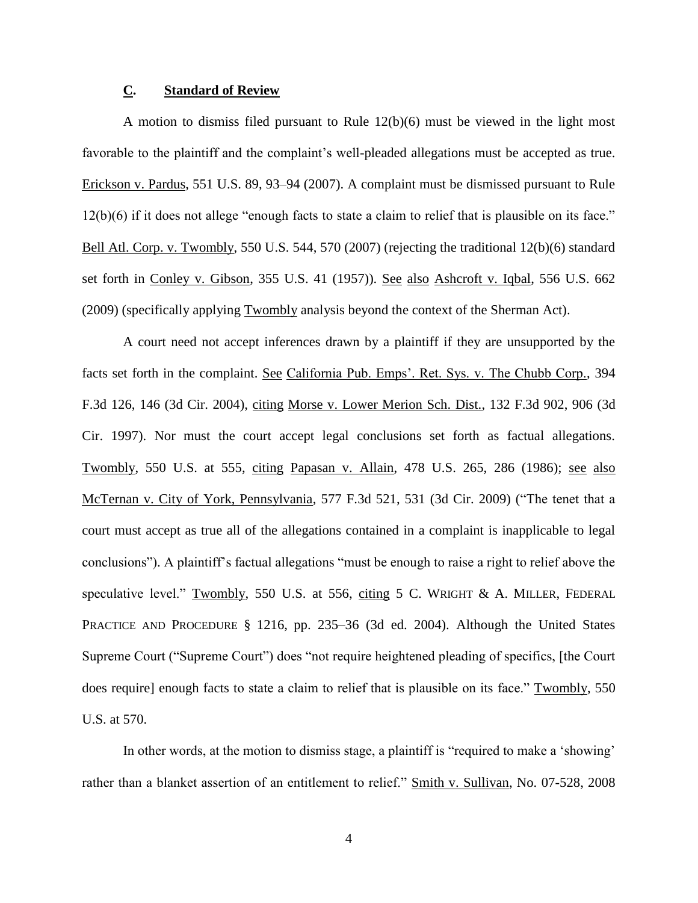### C. Standard of Review

A motion to dismiss filed pursuant to Rule 12(b)(6) must be viewed in the light most favorable to the plaintiff and the complaint's well-pleaded allegations must be accepted as true. Erickson v. Pardus, 551 U.S. 89, 93–94 (2007). A complaint must be dismissed pursuant to Rule 12(b)(6) if it does not allege "enough facts to state a claim to relief that is plausible on its face." Bell Atl. Corp. v. Twombly, 550 U.S. 544, 570 (2007) (rejecting the traditional 12(b)(6) standard set forth in Conley v. Gibson, 355 U.S. 41 (1957)). See also Ashcroft v. Iqbal, 556 U.S. 662 (2009) (specifically applying Twombly analysis beyond the context of the Sherman Act).

A court need not accept inferences drawn by a plaintiff if they are unsupported by the facts set forth in the complaint. See California Pub. Emps'. Ret. Sys. v. The Chubb Corp., 394 F.3d 126, 146 (3d Cir. 2004), citing Morse v. Lower Merion Sch. Dist., 132 F.3d 902, 906 (3d Cir. 1997). Nor must the court accept legal conclusions set forth as factual allegations. Twombly, 550 U.S. at 555, citing Papasan v. Allain, 478 U.S. 265, 286 (1986); see also McTernan v. City of York, Pennsylvania, 577 F.3d 521, 531 (3d Cir. 2009) ("The tenet that a court must accept as true all of the allegations contained in a complaint is inapplicable to legal conclusions"). A plaintiff's factual allegations "must be enough to raise a right to relief above the speculative level." Twombly, 550 U.S. at 556, citing 5 C. Wright & A. Miller, Federal Practice and Procedure § 1216, pp. 235–36 (3d ed. 2004). Although the United States Supreme Court ("Supreme Court") does "not require heightened pleading of specifics, [the Court does require] enough facts to state a claim to relief that is plausible on its face." Twombly, 550 U.S. at 570.

In other words, at the motion to dismiss stage, a plaintiff is "required to make a 'showing' rather than a blanket assertion of an entitlement to relief." Smith v. Sullivan, No. 07-528, 2008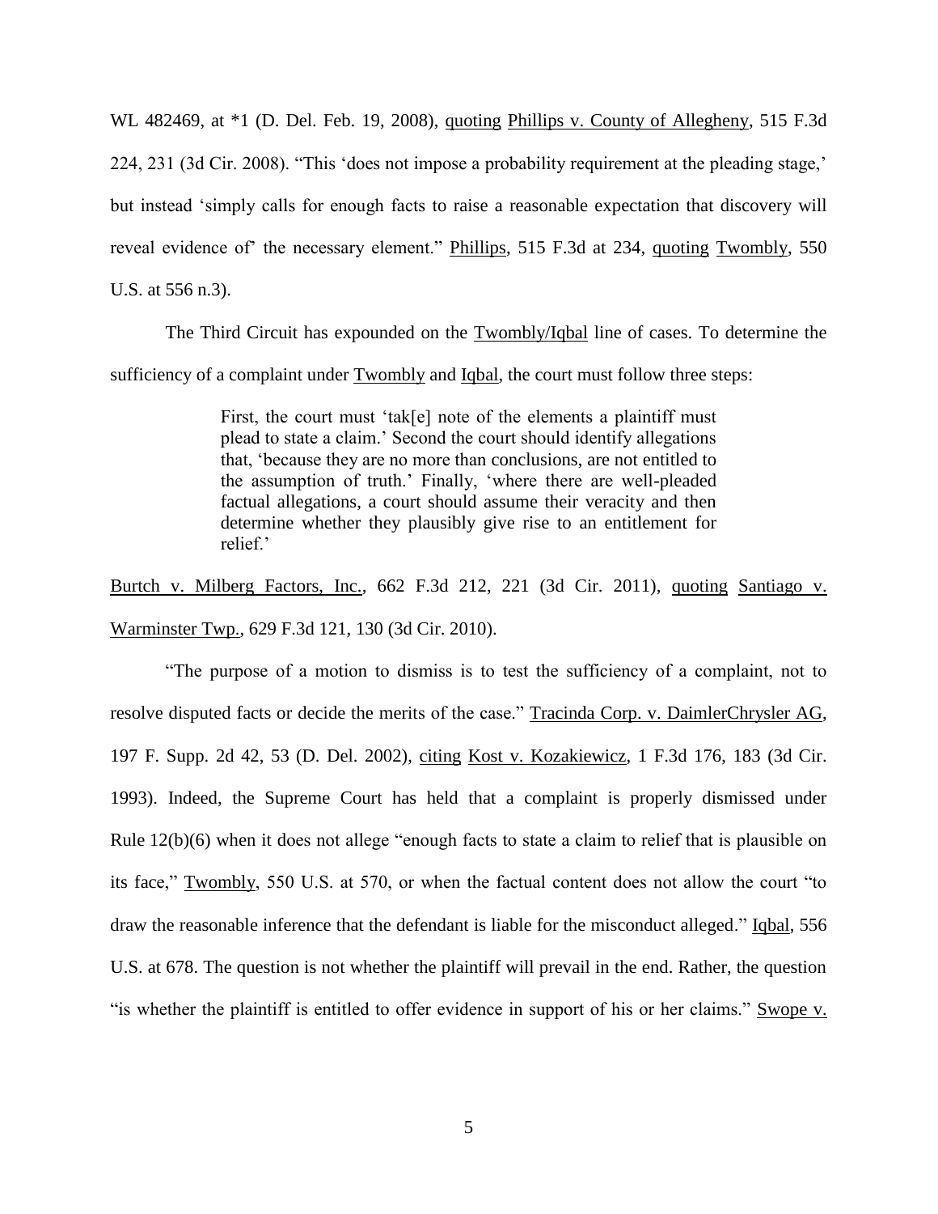WL 482469, at *1 (D. Del. Feb. 19, 2008), quoting Phillips v. County of Allegheny, 515 F.3d 224, 231 (3d Cir. 2008). "This 'does not impose a probability requirement at the pleading stage,' but instead 'simply calls for enough facts to raise a reasonable expectation that discovery will reveal evidence of' the necessary element." Phillips, 515 F.3d at 234, quoting Twombly, 550 U.S. at 556 n.3).

The Third Circuit has expounded on the Twombly/Iqbal line of cases. To determine the sufficiency of a complaint under Twombly and Iqbal, the court must follow three steps:

> First, the court must 'tak[e] note of the elements a plaintiff must plead to state a claim.' Second the court should identify allegations that, 'because they are no more than conclusions, are not entitled to the assumption of truth.' Finally, 'where there are well-pleaded factual allegations, a court should assume their veracity and then determine whether they plausibly give rise to an entitlement for relief.'

Burtch v. Milberg Factors, Inc., 662 F.3d 212, 221 (3d Cir. 2011), quoting Santiago v. Warminster Twp., 629 F.3d 121, 130 (3d Cir. 2010).

"The purpose of a motion to dismiss is to test the sufficiency of a complaint, not to resolve disputed facts or decide the merits of the case." Tracinda Corp. v. DaimlerChrysler AG, 197 F. Supp. 2d 42, 53 (D. Del. 2002), citing Kost v. Kozakiewicz, 1 F.3d 176, 183 (3d Cir. 1993). Indeed, the Supreme Court has held that a complaint is properly dismissed under Rule 12(b)(6) when it does not allege "enough facts to state a claim to relief that is plausible on its face," Twombly, 550 U.S. at 570, or when the factual content does not allow the court "to draw the reasonable inference that the defendant is liable for the misconduct alleged." Iqbal, 556 U.S. at 678. The question is not whether the plaintiff will prevail in the end. Rather, the question "is whether the plaintiff is entitled to offer evidence in support of his or her claims." Swope v.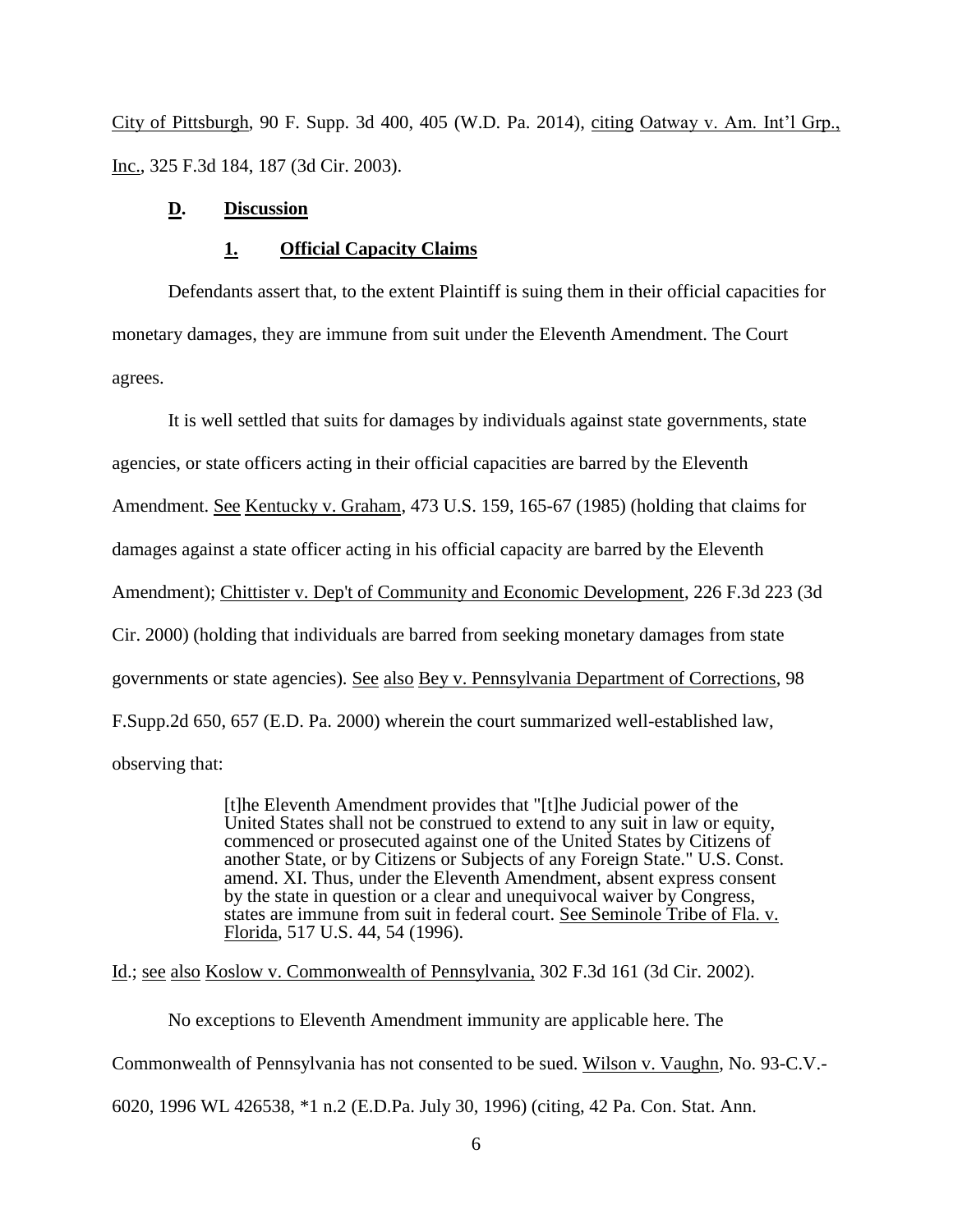City of Pittsburgh, 90 F. Supp. 3d 400, 405 (W.D. Pa. 2014), citing Oatway v. Am. Int'l Grp., Inc., 325 F.3d 184, 187 (3d Cir. 2003).

### D. Discussion

#### 1. Official Capacity Claims

Defendants assert that, to the extent Plaintiff is suing them in their official capacities for monetary damages, they are immune from suit under the Eleventh Amendment. The Court agrees.

It is well settled that suits for damages by individuals against state governments, state agencies, or state officers acting in their official capacities are barred by the Eleventh Amendment. See Kentucky v. Graham, 473 U.S. 159, 165-67 (1985) (holding that claims for damages against a state officer acting in his official capacity are barred by the Eleventh Amendment); Chittister v. Dep't of Community and Economic Development, 226 F.3d 223 (3d Cir. 2000) (holding that individuals are barred from seeking monetary damages from state governments or state agencies). See also Bey v. Pennsylvania Department of Corrections, 98 F.Supp.2d 650, 657 (E.D. Pa. 2000) wherein the court summarized well-established law, observing that:

> [t]he Eleventh Amendment provides that "[t]he Judicial power of the United States shall not be construed to extend to any suit in law or equity, commenced or prosecuted against one of the United States by Citizens of another State, or by Citizens or Subjects of any Foreign State." U.S. Const. amend. XI. Thus, under the Eleventh Amendment, absent express consent by the state in question or a clear and unequivocal waiver by Congress, states are immune from suit in federal court. See Seminole Tribe of Fla. v. Florida, 517 U.S. 44, 54 (1996).

Id.; see also Koslow v. Commonwealth of Pennsylvania, 302 F.3d 161 (3d Cir. 2002).

No exceptions to Eleventh Amendment immunity are applicable here. The Commonwealth of Pennsylvania has not consented to be sued. Wilson v. Vaughn, No. 93-C.V.-6020, 1996 WL 426538, *1 n.2 (E.D.Pa. July 30, 1996) (citing, 42 Pa. Con. Stat. Ann.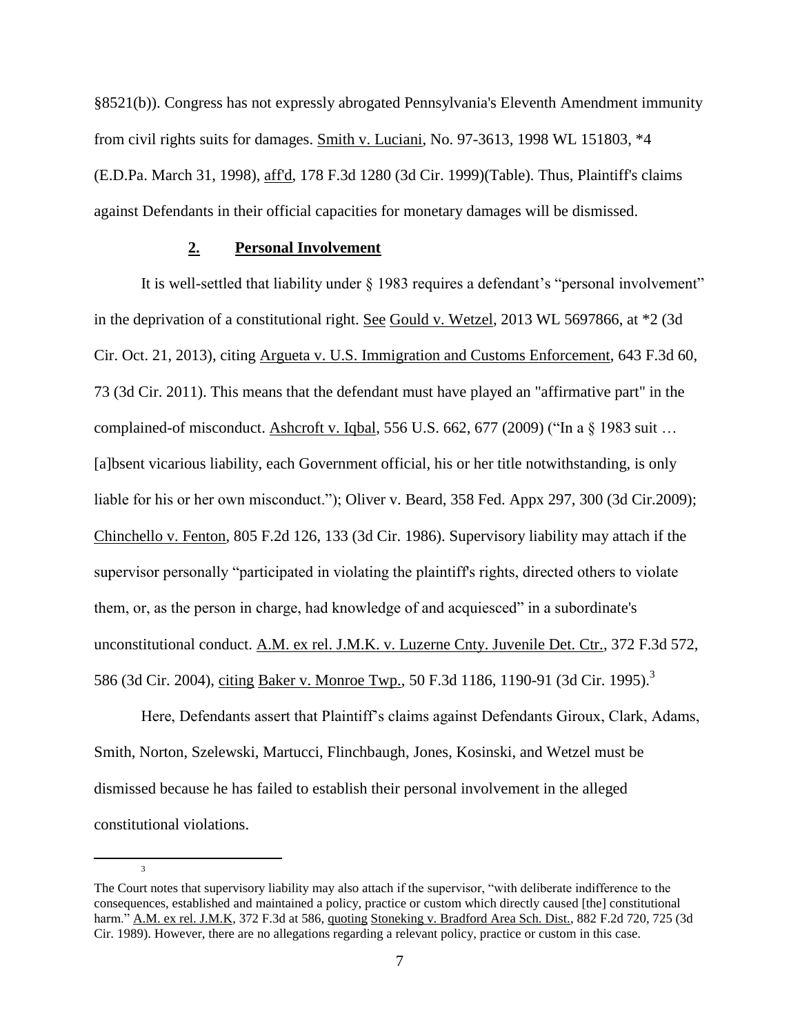§8521(b)). Congress has not expressly abrogated Pennsylvania's Eleventh Amendment immunity from civil rights suits for damages. Smith v. Luciani, No. 97-3613, 1998 WL 151803, *4 (E.D.Pa. March 31, 1998), aff'd, 178 F.3d 1280 (3d Cir. 1999)(Table). Thus, Plaintiff's claims against Defendants in their official capacities for monetary damages will be dismissed.

### 2. Personal Involvement

It is well-settled that liability under § 1983 requires a defendant's "personal involvement" in the deprivation of a constitutional right. See Gould v. Wetzel, 2013 WL 5697866, at *2 (3d Cir. Oct. 21, 2013), citing Argueta v. U.S. Immigration and Customs Enforcement, 643 F.3d 60, 73 (3d Cir. 2011). This means that the defendant must have played an "affirmative part" in the complained-of misconduct. Ashcroft v. Iqbal, 556 U.S. 662, 677 (2009) ("In a § 1983 suit … [a]bsent vicarious liability, each Government official, his or her title notwithstanding, is only liable for his or her own misconduct."); Oliver v. Beard, 358 Fed. Appx 297, 300 (3d Cir.2009); Chinchello v. Fenton, 805 F.2d 126, 133 (3d Cir. 1986). Supervisory liability may attach if the supervisor personally "participated in violating the plaintiff's rights, directed others to violate them, or, as the person in charge, had knowledge of and acquiesced" in a subordinate's unconstitutional conduct. A.M. ex rel. J.M.K. v. Luzerne Cnty. Juvenile Det. Ctr., 372 F.3d 572, 586 (3d Cir. 2004), citing Baker v. Monroe Twp., 50 F.3d 1186, 1190-91 (3d Cir. 1995).[3]

Here, Defendants assert that Plaintiff's claims against Defendants Giroux, Clark, Adams, Smith, Norton, Szelewski, Martucci, Flinchbaugh, Jones, Kosinski, and Wetzel must be dismissed because he has failed to establish their personal involvement in the alleged constitutional violations.

---

[3] The Court notes that supervisory liability may also attach if the supervisor, "with deliberate indifference to the consequences, established and maintained a policy, practice or custom which directly caused [the] constitutional harm." A.M. ex rel. J.M.K, 372 F.3d at 586, quoting Stoneking v. Bradford Area Sch. Dist., 882 F.2d 720, 725 (3d Cir. 1989). However, there are no allegations regarding a relevant policy, practice or custom in this case.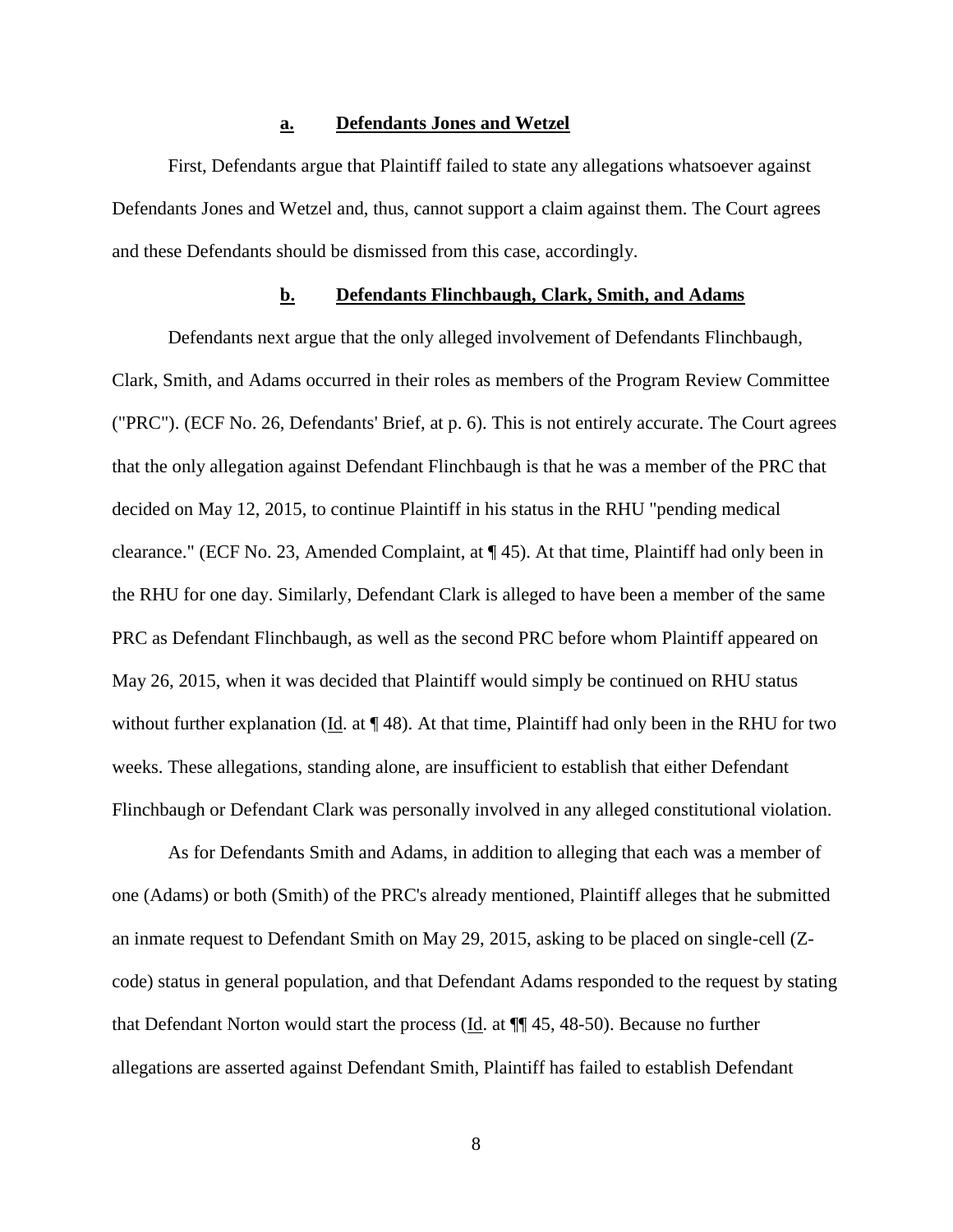**a. Defendants Jones and Wetzel**

First, Defendants argue that Plaintiff failed to state any allegations whatsoever against Defendants Jones and Wetzel and, thus, cannot support a claim against them. The Court agrees and these Defendants should be dismissed from this case, accordingly.

**b. Defendants Flinchbaugh, Clark, Smith, and Adams**

Defendants next argue that the only alleged involvement of Defendants Flinchbaugh, Clark, Smith, and Adams occurred in their roles as members of the Program Review Committee ("PRC"). (ECF No. 26, Defendants' Brief, at p. 6). This is not entirely accurate. The Court agrees that the only allegation against Defendant Flinchbaugh is that he was a member of the PRC that decided on May 12, 2015, to continue Plaintiff in his status in the RHU "pending medical clearance." (ECF No. 23, Amended Complaint, at ¶ 45). At that time, Plaintiff had only been in the RHU for one day. Similarly, Defendant Clark is alleged to have been a member of the same PRC as Defendant Flinchbaugh, as well as the second PRC before whom Plaintiff appeared on May 26, 2015, when it was decided that Plaintiff would simply be continued on RHU status without further explanation (Id. at ¶ 48). At that time, Plaintiff had only been in the RHU for two weeks. These allegations, standing alone, are insufficient to establish that either Defendant Flinchbaugh or Defendant Clark was personally involved in any alleged constitutional violation.

As for Defendants Smith and Adams, in addition to alleging that each was a member of one (Adams) or both (Smith) of the PRC's already mentioned, Plaintiff alleges that he submitted an inmate request to Defendant Smith on May 29, 2015, asking to be placed on single-cell (Z-code) status in general population, and that Defendant Adams responded to the request by stating that Defendant Norton would start the process (Id. at ¶¶ 45, 48-50). Because no further allegations are asserted against Defendant Smith, Plaintiff has failed to establish Defendant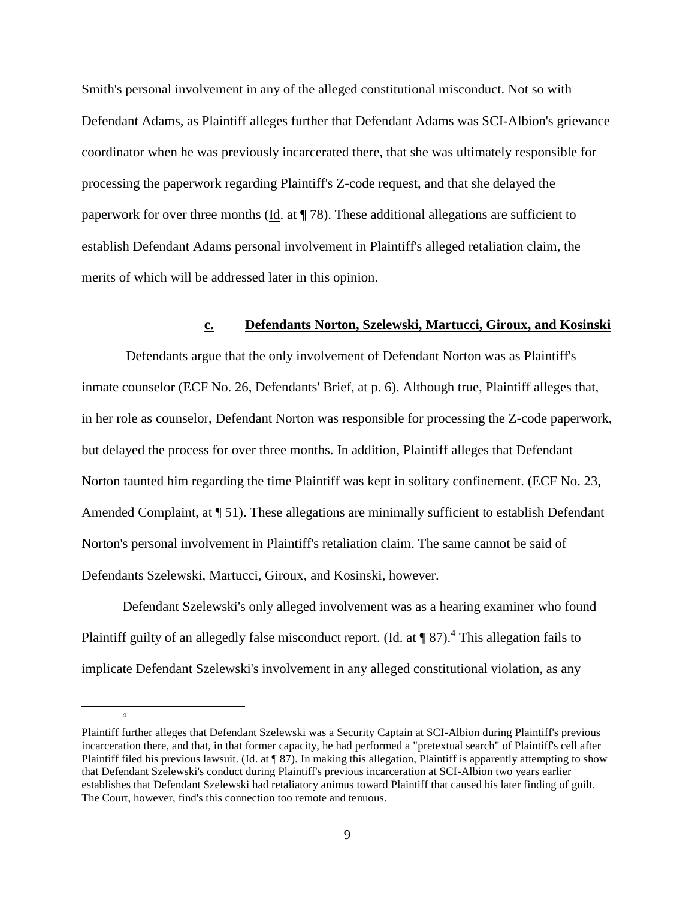Smith's personal involvement in any of the alleged constitutional misconduct. Not so with Defendant Adams, as Plaintiff alleges further that Defendant Adams was SCI-Albion's grievance coordinator when he was previously incarcerated there, that she was ultimately responsible for processing the paperwork regarding Plaintiff's Z-code request, and that she delayed the paperwork for over three months (Id. at ¶ 78). These additional allegations are sufficient to establish Defendant Adams personal involvement in Plaintiff's alleged retaliation claim, the merits of which will be addressed later in this opinion.

#### c. Defendants Norton, Szelewski, Martucci, Giroux, and Kosinski

Defendants argue that the only involvement of Defendant Norton was as Plaintiff's inmate counselor (ECF No. 26, Defendants' Brief, at p. 6). Although true, Plaintiff alleges that, in her role as counselor, Defendant Norton was responsible for processing the Z-code paperwork, but delayed the process for over three months. In addition, Plaintiff alleges that Defendant Norton taunted him regarding the time Plaintiff was kept in solitary confinement. (ECF No. 23, Amended Complaint, at ¶ 51). These allegations are minimally sufficient to establish Defendant Norton's personal involvement in Plaintiff's retaliation claim. The same cannot be said of Defendants Szelewski, Martucci, Giroux, and Kosinski, however.

Defendant Szelewski's only alleged involvement was as a hearing examiner who found Plaintiff guilty of an allegedly false misconduct report. (Id. at ¶ 87).[4] This allegation fails to implicate Defendant Szelewski's involvement in any alleged constitutional violation, as any

---

[4] Plaintiff further alleges that Defendant Szelewski was a Security Captain at SCI-Albion during Plaintiff's previous incarceration there, and that, in that former capacity, he had performed a "pretextual search" of Plaintiff's cell after Plaintiff filed his previous lawsuit. (Id. at ¶ 87). In making this allegation, Plaintiff is apparently attempting to show that Defendant Szelewski's conduct during Plaintiff's previous incarceration at SCI-Albion two years earlier establishes that Defendant Szelewski had retaliatory animus toward Plaintiff that caused his later finding of guilt. The Court, however, find's this connection too remote and tenuous.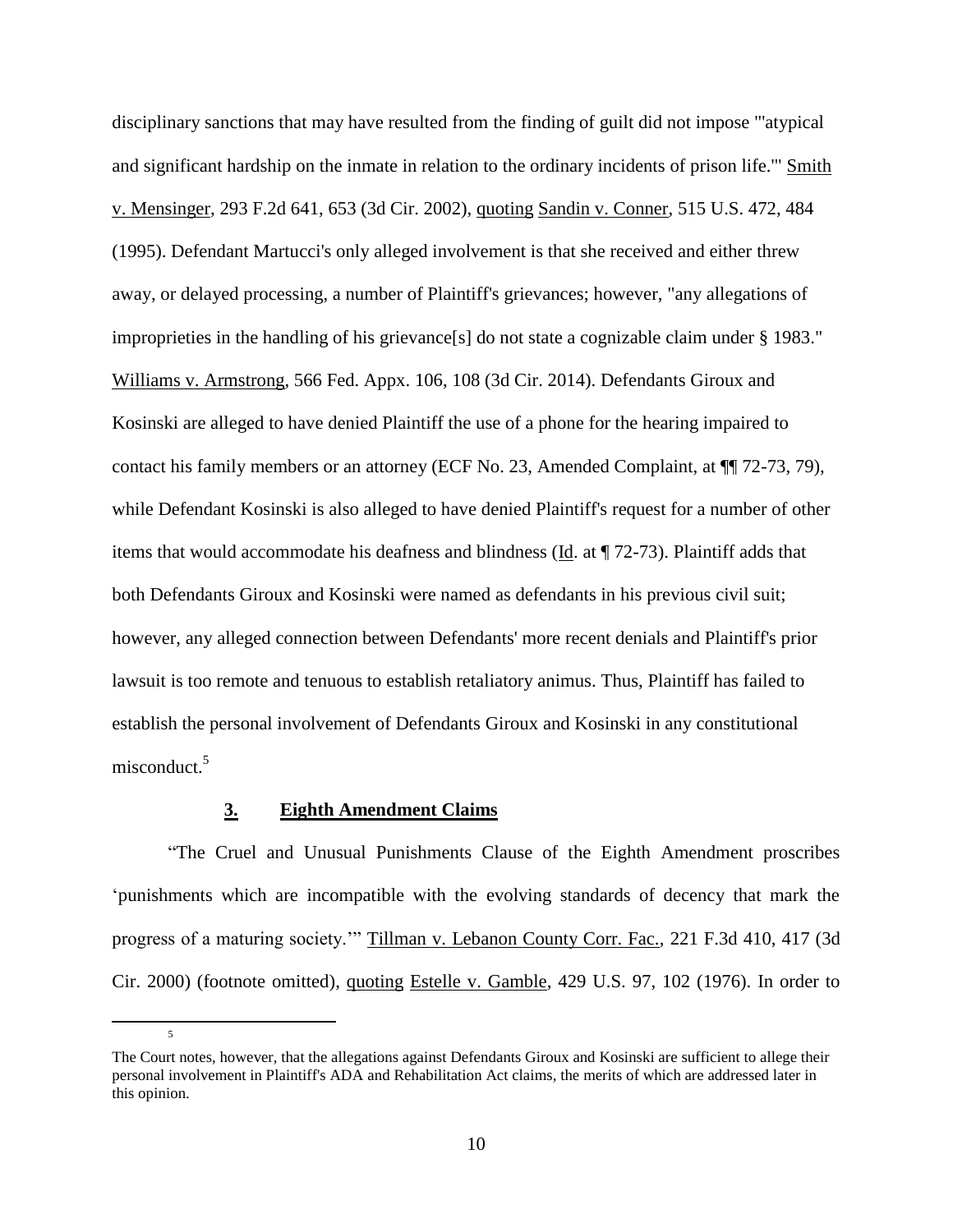disciplinary sanctions that may have resulted from the finding of guilt did not impose "'atypical and significant hardship on the inmate in relation to the ordinary incidents of prison life.'" Smith v. Mensinger, 293 F.2d 641, 653 (3d Cir. 2002), quoting Sandin v. Conner, 515 U.S. 472, 484 (1995). Defendant Martucci's only alleged involvement is that she received and either threw away, or delayed processing, a number of Plaintiff's grievances; however, "any allegations of improprieties in the handling of his grievance[s] do not state a cognizable claim under § 1983." Williams v. Armstrong, 566 Fed. Appx. 106, 108 (3d Cir. 2014). Defendants Giroux and Kosinski are alleged to have denied Plaintiff the use of a phone for the hearing impaired to contact his family members or an attorney (ECF No. 23, Amended Complaint, at ¶¶ 72-73, 79), while Defendant Kosinski is also alleged to have denied Plaintiff's request for a number of other items that would accommodate his deafness and blindness (Id. at ¶ 72-73). Plaintiff adds that both Defendants Giroux and Kosinski were named as defendants in his previous civil suit; however, any alleged connection between Defendants' more recent denials and Plaintiff's prior lawsuit is too remote and tenuous to establish retaliatory animus. Thus, Plaintiff has failed to establish the personal involvement of Defendants Giroux and Kosinski in any constitutional misconduct.[5]

### 3. Eighth Amendment Claims

"The Cruel and Unusual Punishments Clause of the Eighth Amendment proscribes 'punishments which are incompatible with the evolving standards of decency that mark the progress of a maturing society.'" Tillman v. Lebanon County Corr. Fac., 221 F.3d 410, 417 (3d Cir. 2000) (footnote omitted), quoting Estelle v. Gamble, 429 U.S. 97, 102 (1976). In order to

---

[5] The Court notes, however, that the allegations against Defendants Giroux and Kosinski are sufficient to allege their personal involvement in Plaintiff's ADA and Rehabilitation Act claims, the merits of which are addressed later in this opinion.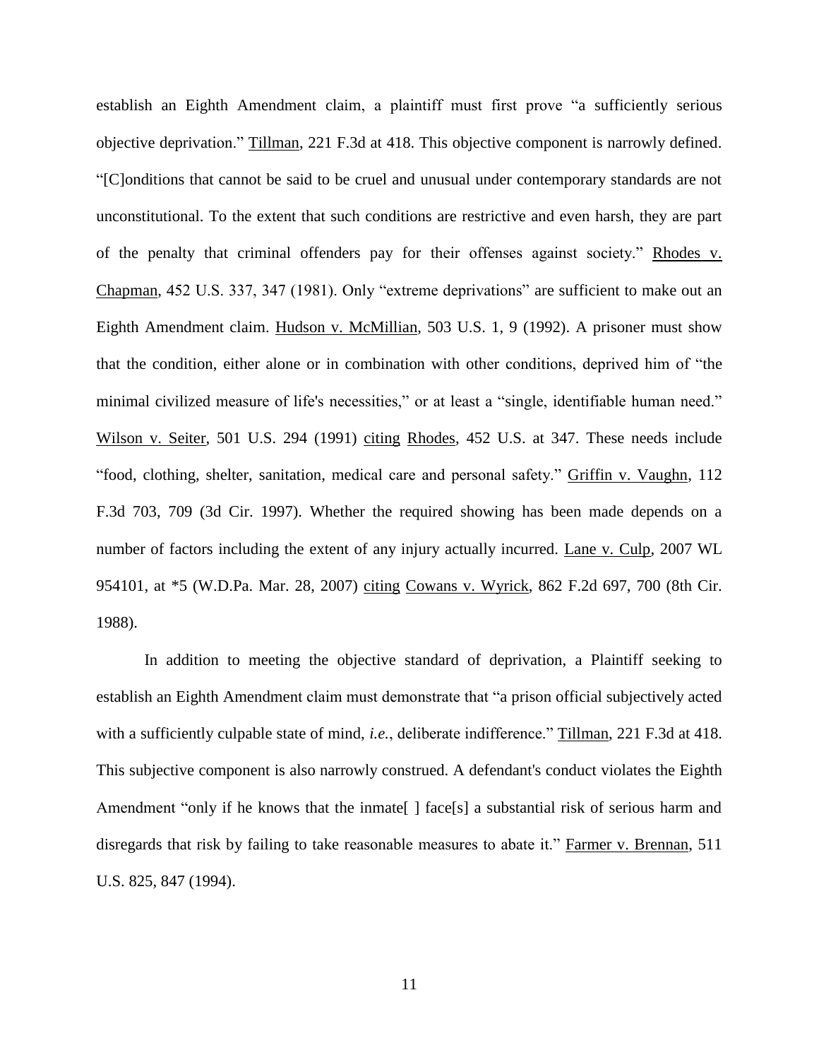establish an Eighth Amendment claim, a plaintiff must first prove "a sufficiently serious objective deprivation." Tillman, 221 F.3d at 418. This objective component is narrowly defined. "[C]onditions that cannot be said to be cruel and unusual under contemporary standards are not unconstitutional. To the extent that such conditions are restrictive and even harsh, they are part of the penalty that criminal offenders pay for their offenses against society." Rhodes v. Chapman, 452 U.S. 337, 347 (1981). Only "extreme deprivations" are sufficient to make out an Eighth Amendment claim. Hudson v. McMillian, 503 U.S. 1, 9 (1992). A prisoner must show that the condition, either alone or in combination with other conditions, deprived him of "the minimal civilized measure of life's necessities," or at least a "single, identifiable human need." Wilson v. Seiter, 501 U.S. 294 (1991) citing Rhodes, 452 U.S. at 347. These needs include "food, clothing, shelter, sanitation, medical care and personal safety." Griffin v. Vaughn, 112 F.3d 703, 709 (3d Cir. 1997). Whether the required showing has been made depends on a number of factors including the extent of any injury actually incurred. Lane v. Culp, 2007 WL 954101, at *5 (W.D.Pa. Mar. 28, 2007) citing Cowans v. Wyrick, 862 F.2d 697, 700 (8th Cir. 1988).

In addition to meeting the objective standard of deprivation, a Plaintiff seeking to establish an Eighth Amendment claim must demonstrate that "a prison official subjectively acted with a sufficiently culpable state of mind, *i.e.*, deliberate indifference." Tillman, 221 F.3d at 418. This subjective component is also narrowly construed. A defendant's conduct violates the Eighth Amendment "only if he knows that the inmate[ ] face[s] a substantial risk of serious harm and disregards that risk by failing to take reasonable measures to abate it." Farmer v. Brennan, 511 U.S. 825, 847 (1994).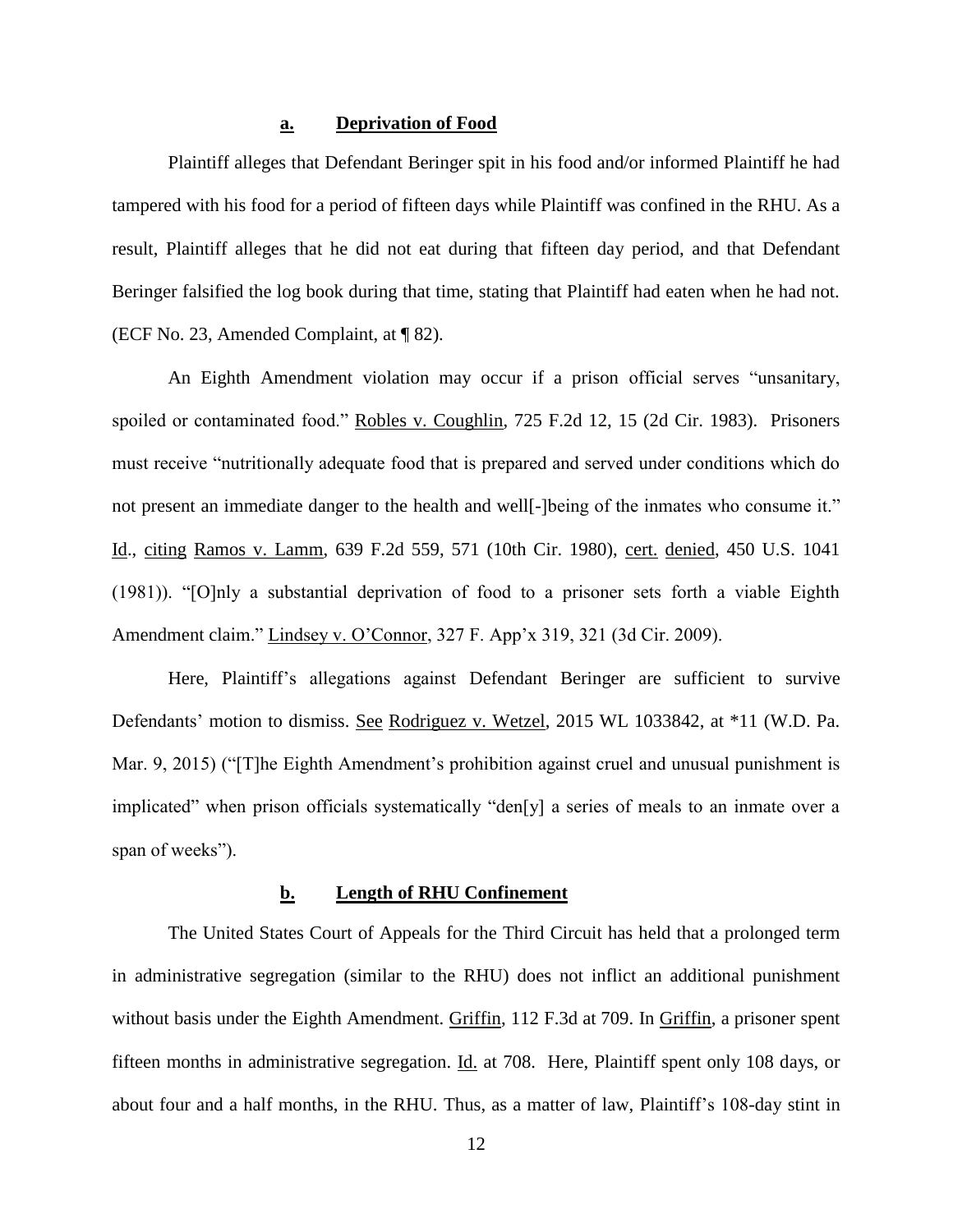### a. **Deprivation of Food**

Plaintiff alleges that Defendant Beringer spit in his food and/or informed Plaintiff he had tampered with his food for a period of fifteen days while Plaintiff was confined in the RHU. As a result, Plaintiff alleges that he did not eat during that fifteen day period, and that Defendant Beringer falsified the log book during that time, stating that Plaintiff had eaten when he had not. (ECF No. 23, Amended Complaint, at ¶ 82).

An Eighth Amendment violation may occur if a prison official serves "unsanitary, spoiled or contaminated food." Robles v. Coughlin, 725 F.2d 12, 15 (2d Cir. 1983). Prisoners must receive "nutritionally adequate food that is prepared and served under conditions which do not present an immediate danger to the health and well[-]being of the inmates who consume it." Id., citing Ramos v. Lamm, 639 F.2d 559, 571 (10th Cir. 1980), cert. denied, 450 U.S. 1041 (1981)). "[O]nly a substantial deprivation of food to a prisoner sets forth a viable Eighth Amendment claim." Lindsey v. O'Connor, 327 F. App'x 319, 321 (3d Cir. 2009).

Here, Plaintiff's allegations against Defendant Beringer are sufficient to survive Defendants' motion to dismiss. See Rodriguez v. Wetzel, 2015 WL 1033842, at *11 (W.D. Pa. Mar. 9, 2015) ("[T]he Eighth Amendment's prohibition against cruel and unusual punishment is implicated" when prison officials systematically "den[y] a series of meals to an inmate over a span of weeks").

### b. **Length of RHU Confinement**

The United States Court of Appeals for the Third Circuit has held that a prolonged term in administrative segregation (similar to the RHU) does not inflict an additional punishment without basis under the Eighth Amendment. Griffin, 112 F.3d at 709. In Griffin, a prisoner spent fifteen months in administrative segregation. Id. at 708. Here, Plaintiff spent only 108 days, or about four and a half months, in the RHU. Thus, as a matter of law, Plaintiff's 108-day stint in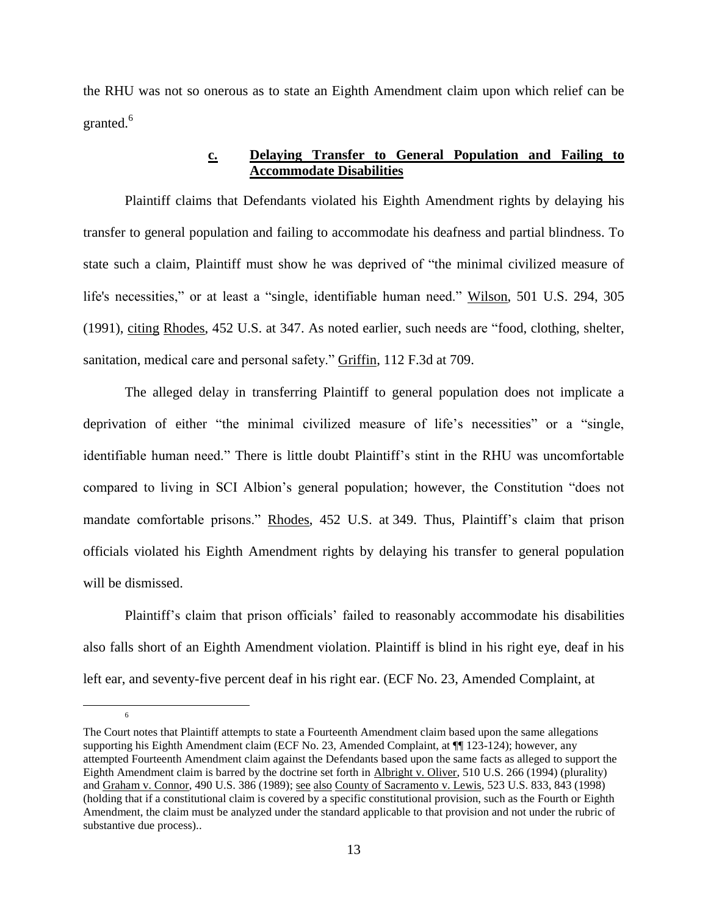the RHU was not so onerous as to state an Eighth Amendment claim upon which relief can be granted.[6]

### c. Delaying Transfer to General Population and Failing to Accommodate Disabilities

Plaintiff claims that Defendants violated his Eighth Amendment rights by delaying his transfer to general population and failing to accommodate his deafness and partial blindness. To state such a claim, Plaintiff must show he was deprived of "the minimal civilized measure of life's necessities," or at least a "single, identifiable human need." Wilson, 501 U.S. 294, 305 (1991), citing Rhodes, 452 U.S. at 347. As noted earlier, such needs are "food, clothing, shelter, sanitation, medical care and personal safety." Griffin, 112 F.3d at 709.

The alleged delay in transferring Plaintiff to general population does not implicate a deprivation of either "the minimal civilized measure of life's necessities" or a "single, identifiable human need." There is little doubt Plaintiff's stint in the RHU was uncomfortable compared to living in SCI Albion's general population; however, the Constitution "does not mandate comfortable prisons." Rhodes, 452 U.S. at 349. Thus, Plaintiff's claim that prison officials violated his Eighth Amendment rights by delaying his transfer to general population will be dismissed.

Plaintiff's claim that prison officials' failed to reasonably accommodate his disabilities also falls short of an Eighth Amendment violation. Plaintiff is blind in his right eye, deaf in his left ear, and seventy-five percent deaf in his right ear. (ECF No. 23, Amended Complaint, at

---

[6] The Court notes that Plaintiff attempts to state a Fourteenth Amendment claim based upon the same allegations supporting his Eighth Amendment claim (ECF No. 23, Amended Complaint, at ¶¶ 123-124); however, any attempted Fourteenth Amendment claim against the Defendants based upon the same facts as alleged to support the Eighth Amendment claim is barred by the doctrine set forth in Albright v. Oliver, 510 U.S. 266 (1994) (plurality) and Graham v. Connor, 490 U.S. 386 (1989); see also County of Sacramento v. Lewis, 523 U.S. 833, 843 (1998) (holding that if a constitutional claim is covered by a specific constitutional provision, such as the Fourth or Eighth Amendment, the claim must be analyzed under the standard applicable to that provision and not under the rubric of substantive due process)..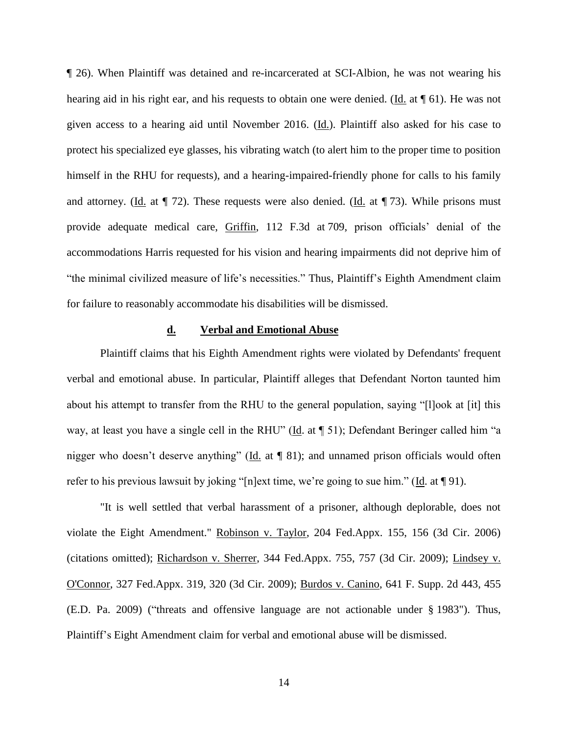¶ 26). When Plaintiff was detained and re-incarcerated at SCI-Albion, he was not wearing his hearing aid in his right ear, and his requests to obtain one were denied. (Id. at ¶ 61). He was not given access to a hearing aid until November 2016. (Id.). Plaintiff also asked for his case to protect his specialized eye glasses, his vibrating watch (to alert him to the proper time to position himself in the RHU for requests), and a hearing-impaired-friendly phone for calls to his family and attorney. (Id. at ¶ 72). These requests were also denied. (Id. at ¶ 73). While prisons must provide adequate medical care, Griffin, 112 F.3d at 709, prison officials' denial of the accommodations Harris requested for his vision and hearing impairments did not deprive him of "the minimal civilized measure of life's necessities." Thus, Plaintiff's Eighth Amendment claim for failure to reasonably accommodate his disabilities will be dismissed.

### d. Verbal and Emotional Abuse

Plaintiff claims that his Eighth Amendment rights were violated by Defendants' frequent verbal and emotional abuse. In particular, Plaintiff alleges that Defendant Norton taunted him about his attempt to transfer from the RHU to the general population, saying "[l]ook at [it] this way, at least you have a single cell in the RHU" (Id. at ¶ 51); Defendant Beringer called him "a nigger who doesn't deserve anything" (Id. at ¶ 81); and unnamed prison officials would often refer to his previous lawsuit by joking "[n]ext time, we're going to sue him." (Id. at ¶ 91).

"It is well settled that verbal harassment of a prisoner, although deplorable, does not violate the Eight Amendment." Robinson v. Taylor, 204 Fed.Appx. 155, 156 (3d Cir. 2006) (citations omitted); Richardson v. Sherrer, 344 Fed.Appx. 755, 757 (3d Cir. 2009); Lindsey v. O'Connor, 327 Fed.Appx. 319, 320 (3d Cir. 2009); Burdos v. Canino, 641 F. Supp. 2d 443, 455 (E.D. Pa. 2009) ("threats and offensive language are not actionable under § 1983"). Thus, Plaintiff's Eight Amendment claim for verbal and emotional abuse will be dismissed.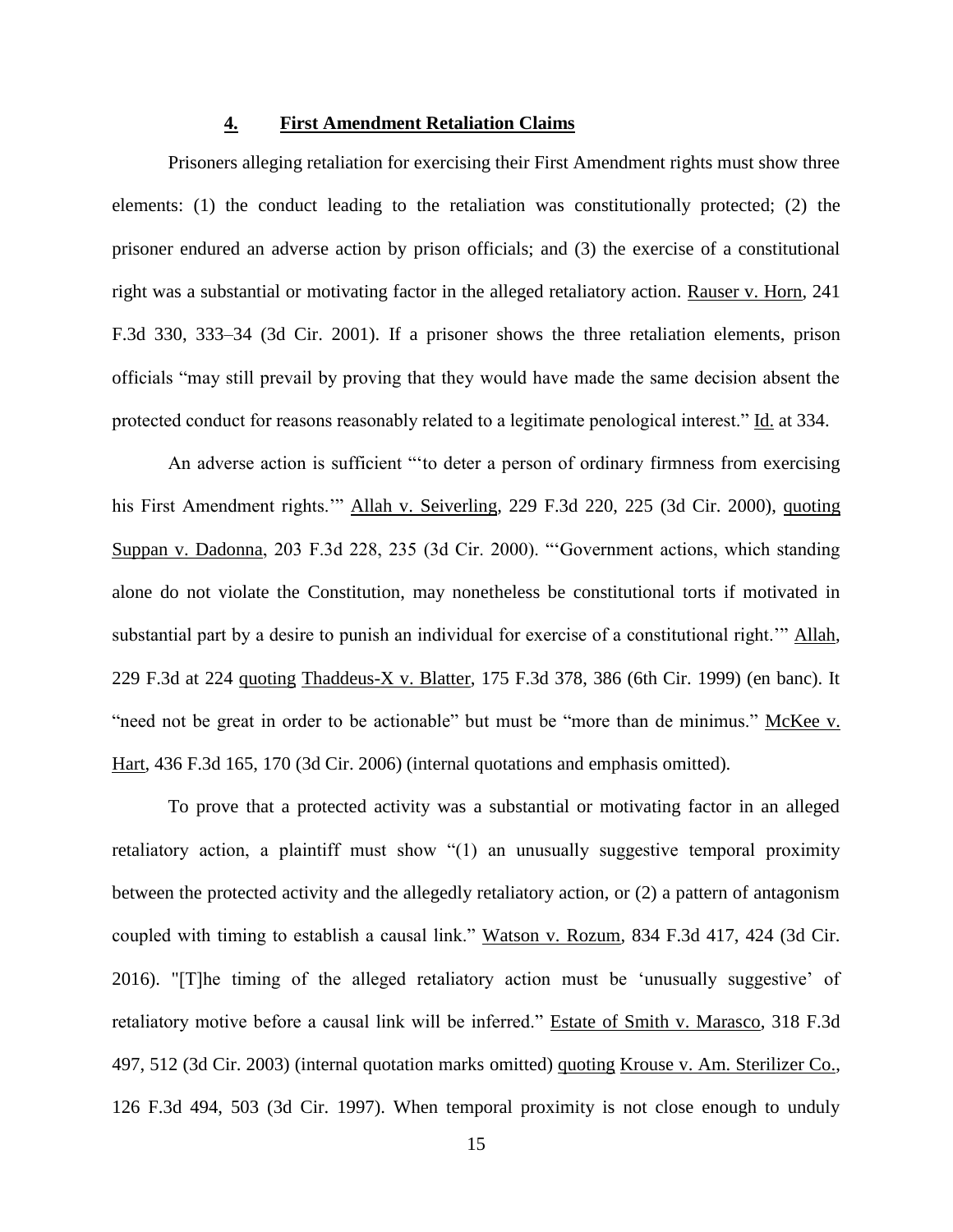#### **<u>4.</u> First Amendment Retaliation Claims**

Prisoners alleging retaliation for exercising their First Amendment rights must show three elements: (1) the conduct leading to the retaliation was constitutionally protected; (2) the prisoner endured an adverse action by prison officials; and (3) the exercise of a constitutional right was a substantial or motivating factor in the alleged retaliatory action. <u>Rauser v. Horn</u>, 241 F.3d 330, 333–34 (3d Cir. 2001). If a prisoner shows the three retaliation elements, prison officials "may still prevail by proving that they would have made the same decision absent the protected conduct for reasons reasonably related to a legitimate penological interest." <u>Id.</u> at 334.

An adverse action is sufficient "'to deter a person of ordinary firmness from exercising his First Amendment rights.'" <u>Allah v. Seiverling</u>, 229 F.3d 220, 225 (3d Cir. 2000), <u>quoting</u> <u>Suppan v. Dadonna</u>, 203 F.3d 228, 235 (3d Cir. 2000). "'Government actions, which standing alone do not violate the Constitution, may nonetheless be constitutional torts if motivated in substantial part by a desire to punish an individual for exercise of a constitutional right.'" <u>Allah</u>, 229 F.3d at 224 <u>quoting</u> <u>Thaddeus-X v. Blatter</u>, 175 F.3d 378, 386 (6th Cir. 1999) (en banc). It "need not be great in order to be actionable" but must be "more than de minimus." <u>McKee v. Hart</u>, 436 F.3d 165, 170 (3d Cir. 2006) (internal quotations and emphasis omitted).

To prove that a protected activity was a substantial or motivating factor in an alleged retaliatory action, a plaintiff must show "(1) an unusually suggestive temporal proximity between the protected activity and the allegedly retaliatory action, or (2) a pattern of antagonism coupled with timing to establish a causal link." <u>Watson v. Rozum</u>, 834 F.3d 417, 424 (3d Cir. 2016). "[T]he timing of the alleged retaliatory action must be 'unusually suggestive' of retaliatory motive before a causal link will be inferred." <u>Estate of Smith v. Marasco</u>, 318 F.3d 497, 512 (3d Cir. 2003) (internal quotation marks omitted) <u>quoting</u> <u>Krouse v. Am. Sterilizer Co.</u>, 126 F.3d 494, 503 (3d Cir. 1997). When temporal proximity is not close enough to unduly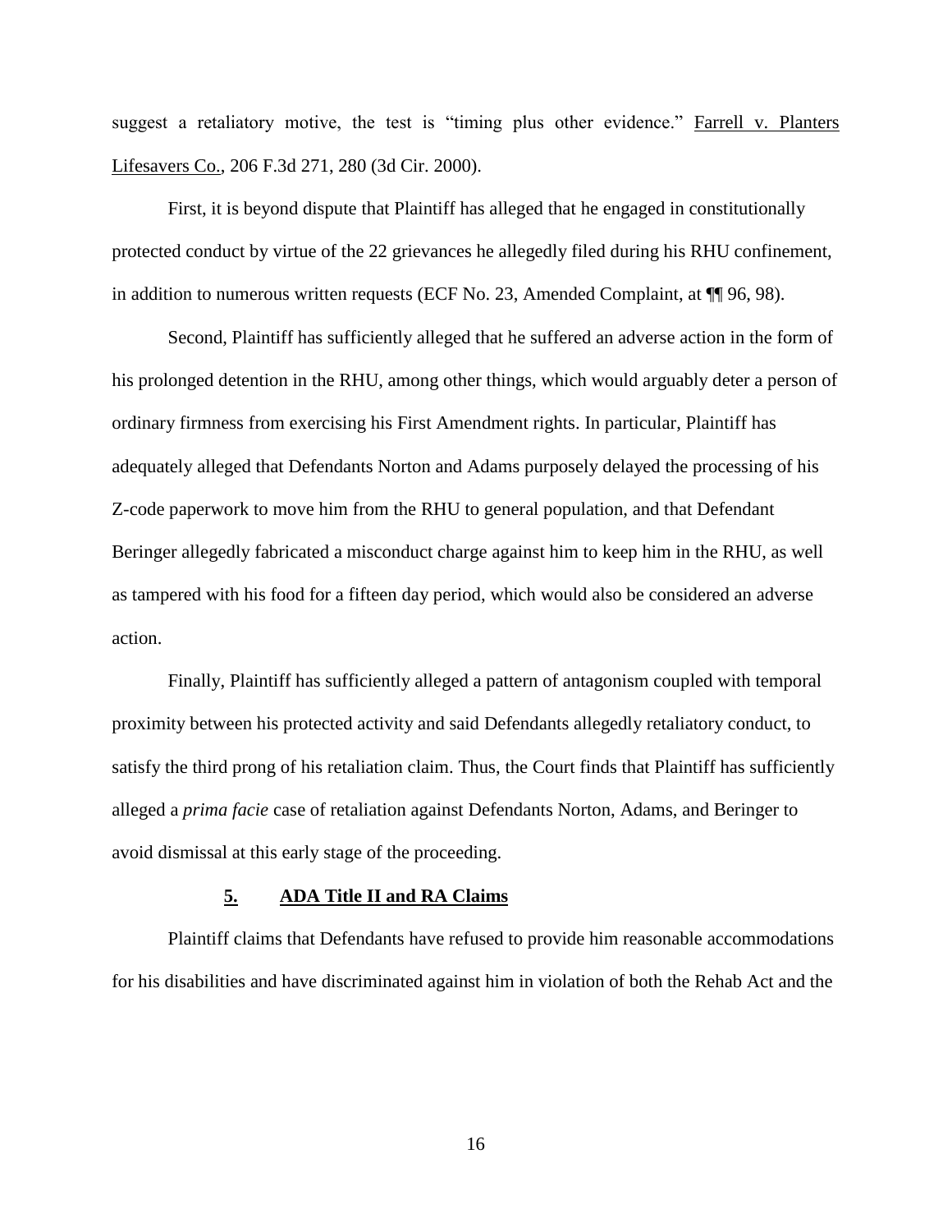suggest a retaliatory motive, the test is "timing plus other evidence." Farrell v. Planters Lifesavers Co., 206 F.3d 271, 280 (3d Cir. 2000).

First, it is beyond dispute that Plaintiff has alleged that he engaged in constitutionally protected conduct by virtue of the 22 grievances he allegedly filed during his RHU confinement, in addition to numerous written requests (ECF No. 23, Amended Complaint, at ¶¶ 96, 98).

Second, Plaintiff has sufficiently alleged that he suffered an adverse action in the form of his prolonged detention in the RHU, among other things, which would arguably deter a person of ordinary firmness from exercising his First Amendment rights. In particular, Plaintiff has adequately alleged that Defendants Norton and Adams purposely delayed the processing of his Z-code paperwork to move him from the RHU to general population, and that Defendant Beringer allegedly fabricated a misconduct charge against him to keep him in the RHU, as well as tampered with his food for a fifteen day period, which would also be considered an adverse action.

Finally, Plaintiff has sufficiently alleged a pattern of antagonism coupled with temporal proximity between his protected activity and said Defendants allegedly retaliatory conduct, to satisfy the third prong of his retaliation claim. Thus, the Court finds that Plaintiff has sufficiently alleged a *prima facie* case of retaliation against Defendants Norton, Adams, and Beringer to avoid dismissal at this early stage of the proceeding.

### **5. ADA Title II and RA Claims**

Plaintiff claims that Defendants have refused to provide him reasonable accommodations for his disabilities and have discriminated against him in violation of both the Rehab Act and the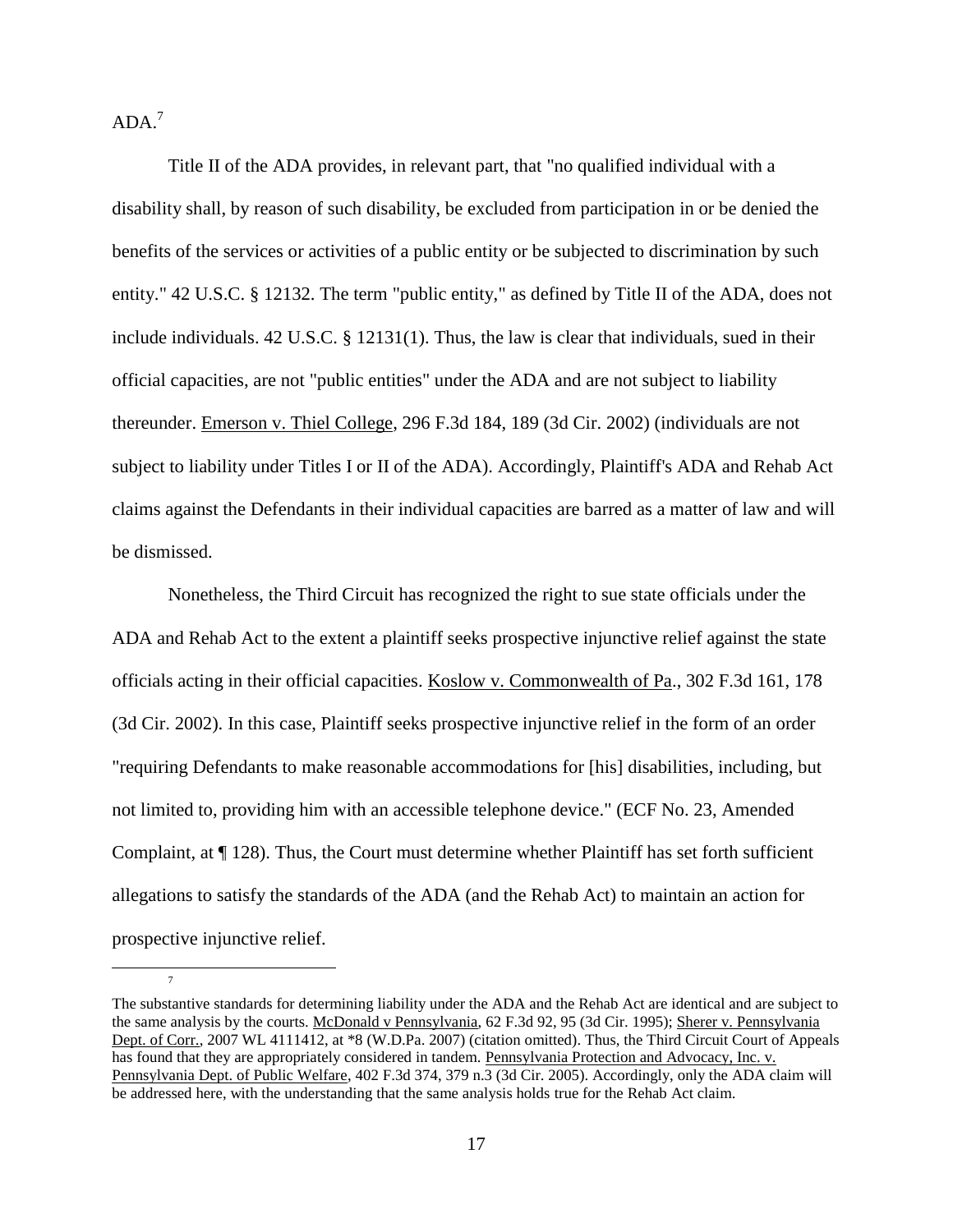ADA.[7]

Title II of the ADA provides, in relevant part, that "no qualified individual with a disability shall, by reason of such disability, be excluded from participation in or be denied the benefits of the services or activities of a public entity or be subjected to discrimination by such entity." 42 U.S.C. § 12132. The term "public entity," as defined by Title II of the ADA, does not include individuals. 42 U.S.C. § 12131(1). Thus, the law is clear that individuals, sued in their official capacities, are not "public entities" under the ADA and are not subject to liability thereunder. Emerson v. Thiel College, 296 F.3d 184, 189 (3d Cir. 2002) (individuals are not subject to liability under Titles I or II of the ADA). Accordingly, Plaintiff's ADA and Rehab Act claims against the Defendants in their individual capacities are barred as a matter of law and will be dismissed.

Nonetheless, the Third Circuit has recognized the right to sue state officials under the ADA and Rehab Act to the extent a plaintiff seeks prospective injunctive relief against the state officials acting in their official capacities. Koslow v. Commonwealth of Pa., 302 F.3d 161, 178 (3d Cir. 2002). In this case, Plaintiff seeks prospective injunctive relief in the form of an order "requiring Defendants to make reasonable accommodations for [his] disabilities, including, but not limited to, providing him with an accessible telephone device." (ECF No. 23, Amended Complaint, at ¶ 128). Thus, the Court must determine whether Plaintiff has set forth sufficient allegations to satisfy the standards of the ADA (and the Rehab Act) to maintain an action for prospective injunctive relief.

---

[7] The substantive standards for determining liability under the ADA and the Rehab Act are identical and are subject to the same analysis by the courts. McDonald v Pennsylvania, 62 F.3d 92, 95 (3d Cir. 1995); Sherer v. Pennsylvania Dept. of Corr., 2007 WL 4111412, at *8 (W.D.Pa. 2007) (citation omitted). Thus, the Third Circuit Court of Appeals has found that they are appropriately considered in tandem. Pennsylvania Protection and Advocacy, Inc. v. Pennsylvania Dept. of Public Welfare, 402 F.3d 374, 379 n.3 (3d Cir. 2005). Accordingly, only the ADA claim will be addressed here, with the understanding that the same analysis holds true for the Rehab Act claim.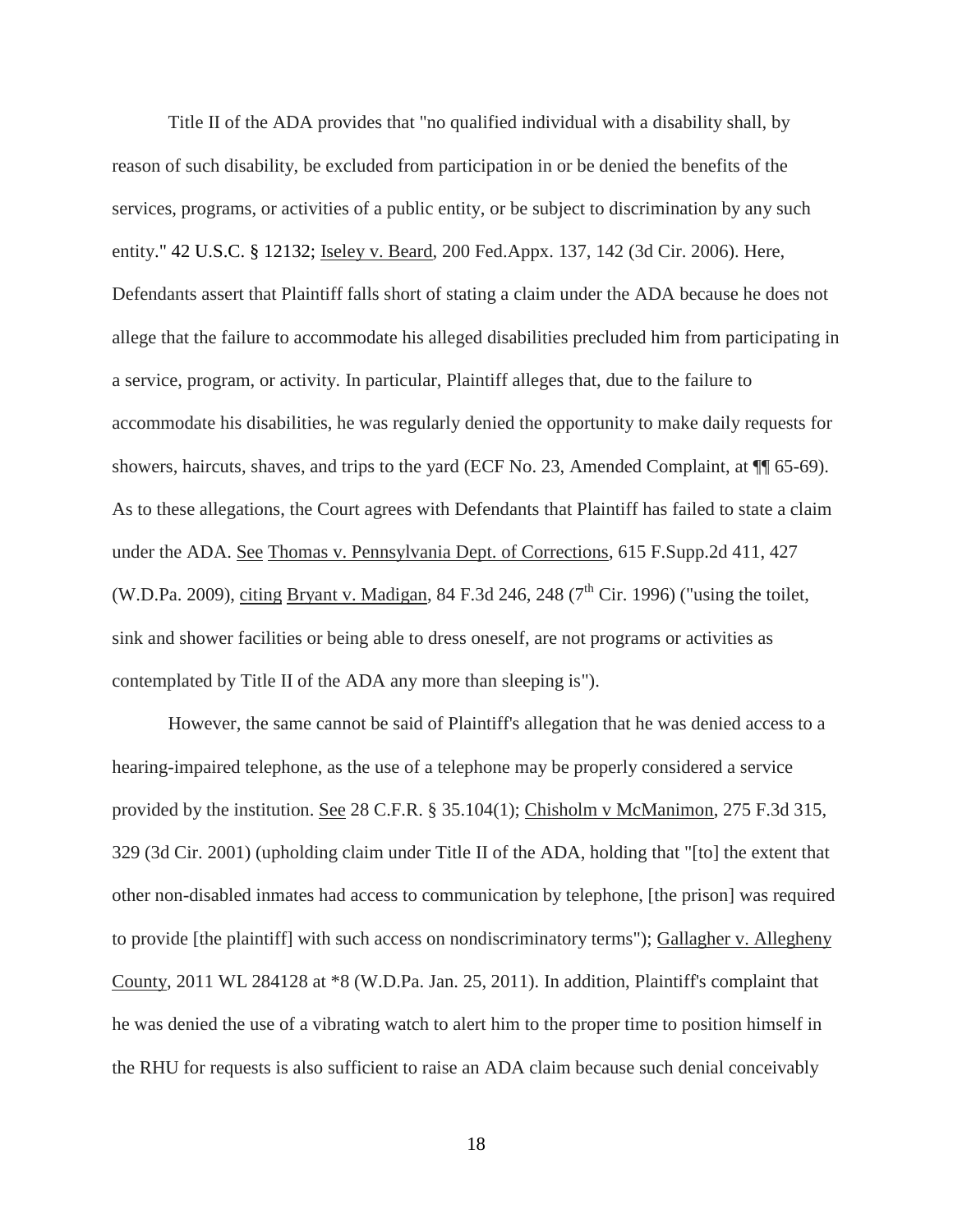Title II of the ADA provides that "no qualified individual with a disability shall, by reason of such disability, be excluded from participation in or be denied the benefits of the services, programs, or activities of a public entity, or be subject to discrimination by any such entity." 42 U.S.C. § 12132; Iseley v. Beard, 200 Fed.Appx. 137, 142 (3d Cir. 2006). Here, Defendants assert that Plaintiff falls short of stating a claim under the ADA because he does not allege that the failure to accommodate his alleged disabilities precluded him from participating in a service, program, or activity. In particular, Plaintiff alleges that, due to the failure to accommodate his disabilities, he was regularly denied the opportunity to make daily requests for showers, haircuts, shaves, and trips to the yard (ECF No. 23, Amended Complaint, at ¶¶ 65-69). As to these allegations, the Court agrees with Defendants that Plaintiff has failed to state a claim under the ADA. See Thomas v. Pennsylvania Dept. of Corrections, 615 F.Supp.2d 411, 427 (W.D.Pa. 2009), citing Bryant v. Madigan, 84 F.3d 246, 248 (7th Cir. 1996) ("using the toilet, sink and shower facilities or being able to dress oneself, are not programs or activities as contemplated by Title II of the ADA any more than sleeping is").

However, the same cannot be said of Plaintiff's allegation that he was denied access to a hearing-impaired telephone, as the use of a telephone may be properly considered a service provided by the institution. See 28 C.F.R. § 35.104(1); Chisholm v McManimon, 275 F.3d 315, 329 (3d Cir. 2001) (upholding claim under Title II of the ADA, holding that "[to] the extent that other non-disabled inmates had access to communication by telephone, [the prison] was required to provide [the plaintiff] with such access on nondiscriminatory terms"); Gallagher v. Allegheny County, 2011 WL 284128 at *8 (W.D.Pa. Jan. 25, 2011). In addition, Plaintiff's complaint that he was denied the use of a vibrating watch to alert him to the proper time to position himself in the RHU for requests is also sufficient to raise an ADA claim because such denial conceivably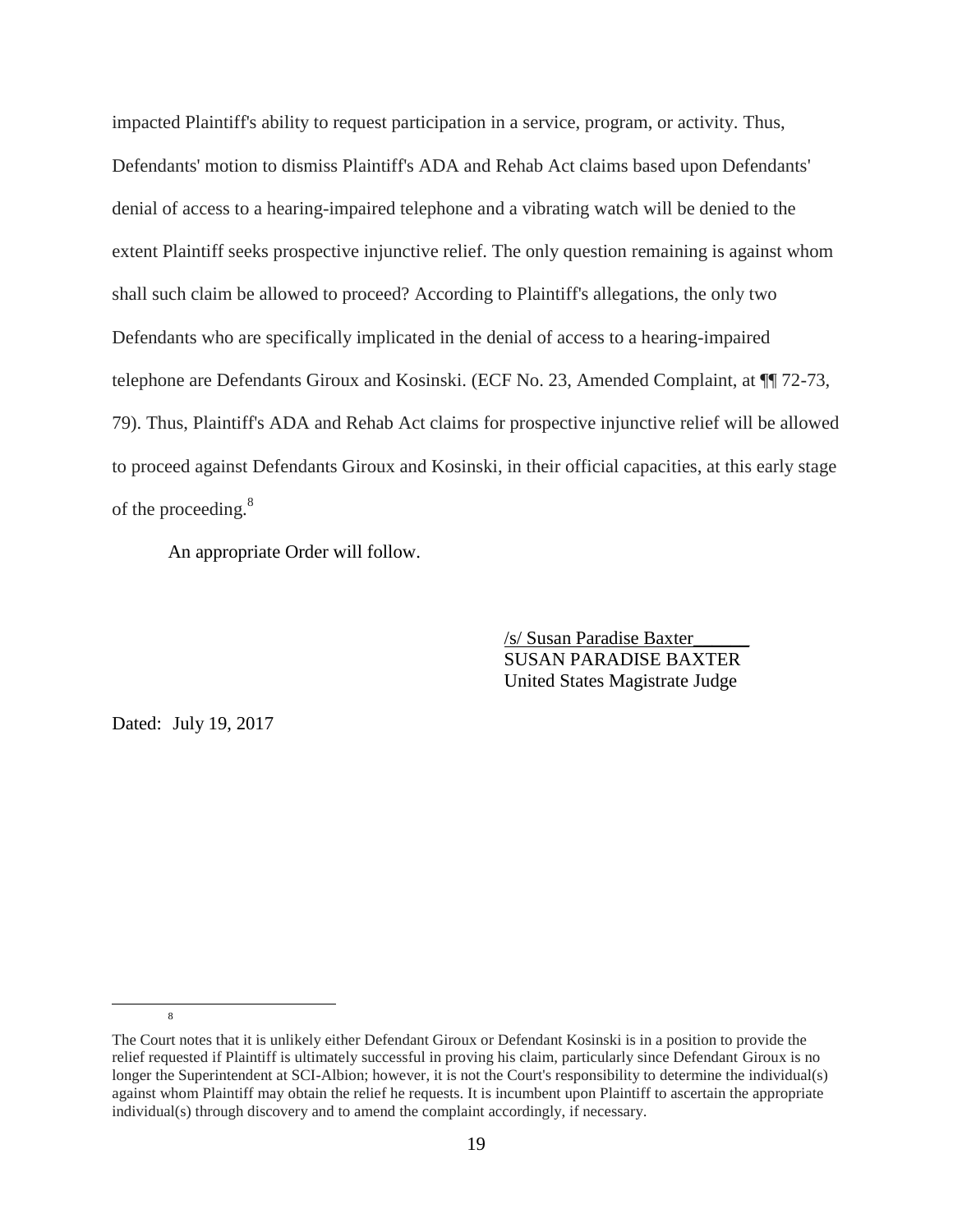impacted Plaintiff's ability to request participation in a service, program, or activity. Thus, Defendants' motion to dismiss Plaintiff's ADA and Rehab Act claims based upon Defendants' denial of access to a hearing-impaired telephone and a vibrating watch will be denied to the extent Plaintiff seeks prospective injunctive relief. The only question remaining is against whom shall such claim be allowed to proceed? According to Plaintiff's allegations, the only two Defendants who are specifically implicated in the denial of access to a hearing-impaired telephone are Defendants Giroux and Kosinski. (ECF No. 23, Amended Complaint, at ¶¶ 72-73, 79). Thus, Plaintiff's ADA and Rehab Act claims for prospective injunctive relief will be allowed to proceed against Defendants Giroux and Kosinski, in their official capacities, at this early stage of the proceeding.[8]

An appropriate Order will follow.

/s/ Susan Paradise Baxter______
SUSAN PARADISE BAXTER
United States Magistrate Judge

Dated: July 19, 2017

---

[8] The Court notes that it is unlikely either Defendant Giroux or Defendant Kosinski is in a position to provide the relief requested if Plaintiff is ultimately successful in proving his claim, particularly since Defendant Giroux is no longer the Superintendent at SCI-Albion; however, it is not the Court's responsibility to determine the individual(s) against whom Plaintiff may obtain the relief he requests. It is incumbent upon Plaintiff to ascertain the appropriate individual(s) through discovery and to amend the complaint accordingly, if necessary.